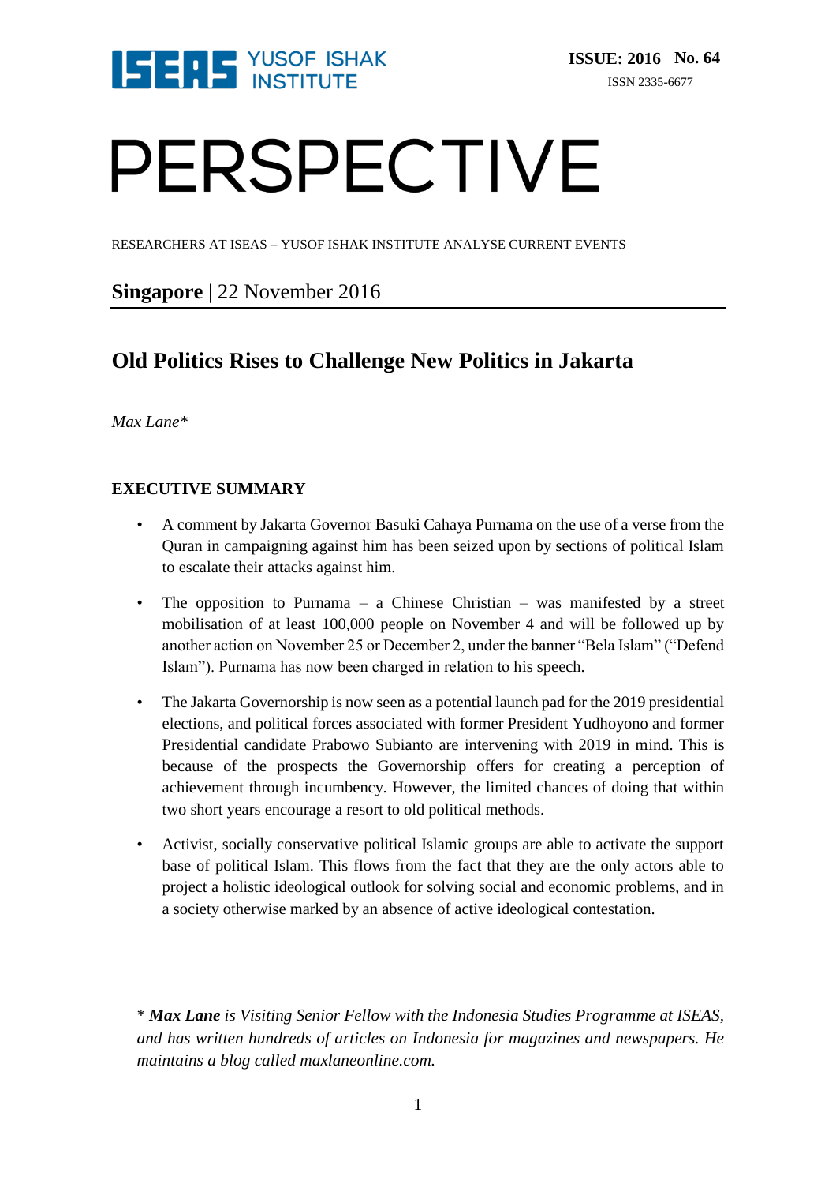ISEAS YUSOF ISHAK INSTITUTE

**ISSUE: 2016 No. 64**

ISSN 2335-6677

# PERSPECTIVE

RESEARCHERS AT ISEAS – YUSOF ISHAK INSTITUTE ANALYSE CURRENT EVENTS

**Singapore** | 22 November 2016

## Old Politics Rises to Challenge New Politics in Jakarta

*Max Lane**

### EXECUTIVE SUMMARY

- A comment by Jakarta Governor Basuki Cahaya Purnama on the use of a verse from the Quran in campaigning against him has been seized upon by sections of political Islam to escalate their attacks against him.
- The opposition to Purnama – a Chinese Christian – was manifested by a street mobilisation of at least 100,000 people on November 4 and will be followed up by another action on November 25 or December 2, under the banner "Bela Islam" ("Defend Islam"). Purnama has now been charged in relation to his speech.
- The Jakarta Governorship is now seen as a potential launch pad for the 2019 presidential elections, and political forces associated with former President Yudhoyono and former Presidential candidate Prabowo Subianto are intervening with 2019 in mind. This is because of the prospects the Governorship offers for creating a perception of achievement through incumbency. However, the limited chances of doing that within two short years encourage a resort to old political methods.
- Activist, socially conservative political Islamic groups are able to activate the support base of political Islam. This flows from the fact that they are the only actors able to project a holistic ideological outlook for solving social and economic problems, and in a society otherwise marked by an absence of active ideological contestation.

*\* **Max Lane** is Visiting Senior Fellow with the Indonesia Studies Programme at ISEAS, and has written hundreds of articles on Indonesia for magazines and newspapers. He maintains a blog called maxlaneonline.com.*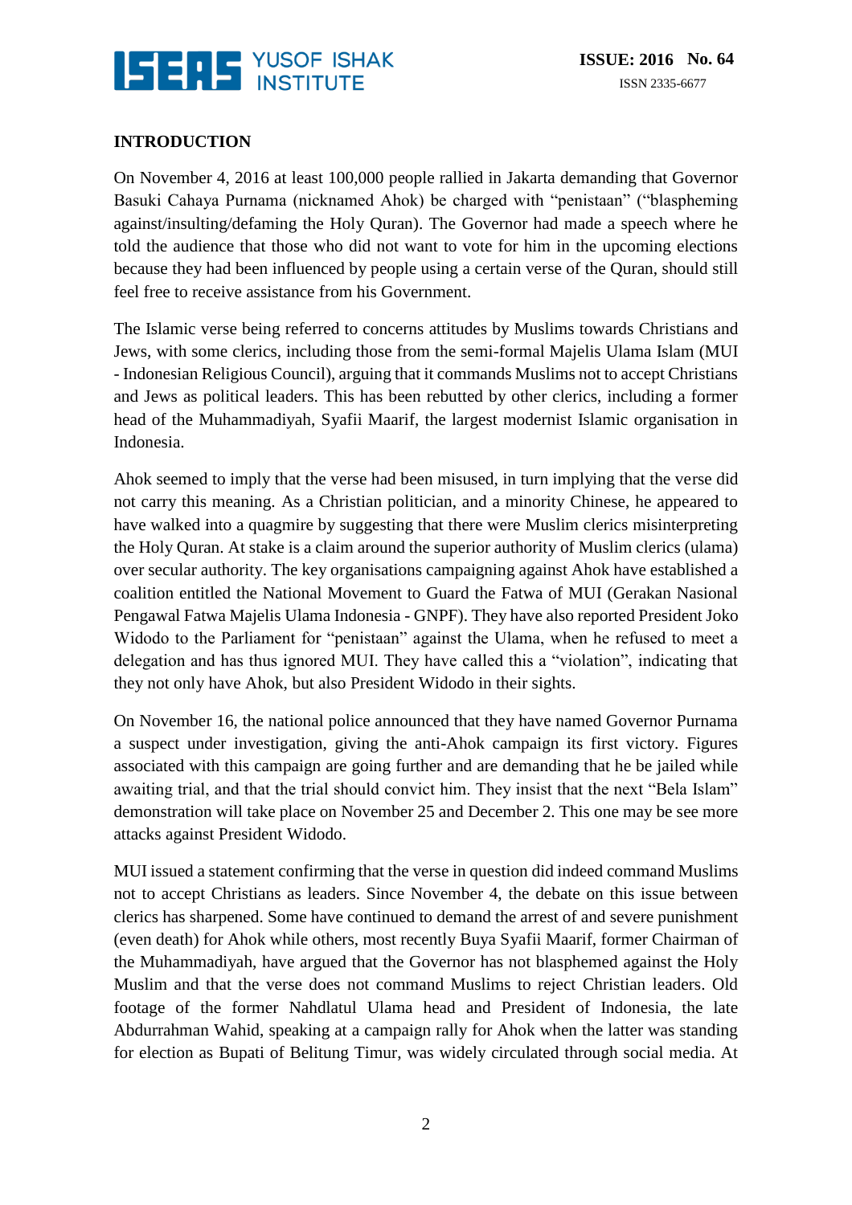## INTRODUCTION

On November 4, 2016 at least 100,000 people rallied in Jakarta demanding that Governor Basuki Cahaya Purnama (nicknamed Ahok) be charged with "penistaan" ("blaspheming against/insulting/defaming the Holy Quran). The Governor had made a speech where he told the audience that those who did not want to vote for him in the upcoming elections because they had been influenced by people using a certain verse of the Quran, should still feel free to receive assistance from his Government.

The Islamic verse being referred to concerns attitudes by Muslims towards Christians and Jews, with some clerics, including those from the semi-formal Majelis Ulama Islam (MUI - Indonesian Religious Council), arguing that it commands Muslims not to accept Christians and Jews as political leaders. This has been rebutted by other clerics, including a former head of the Muhammadiyah, Syafii Maarif, the largest modernist Islamic organisation in Indonesia.

Ahok seemed to imply that the verse had been misused, in turn implying that the verse did not carry this meaning. As a Christian politician, and a minority Chinese, he appeared to have walked into a quagmire by suggesting that there were Muslim clerics misinterpreting the Holy Quran. At stake is a claim around the superior authority of Muslim clerics (ulama) over secular authority. The key organisations campaigning against Ahok have established a coalition entitled the National Movement to Guard the Fatwa of MUI (Gerakan Nasional Pengawal Fatwa Majelis Ulama Indonesia - GNPF). They have also reported President Joko Widodo to the Parliament for "penistaan" against the Ulama, when he refused to meet a delegation and has thus ignored MUI. They have called this a "violation", indicating that they not only have Ahok, but also President Widodo in their sights.

On November 16, the national police announced that they have named Governor Purnama a suspect under investigation, giving the anti-Ahok campaign its first victory. Figures associated with this campaign are going further and are demanding that he be jailed while awaiting trial, and that the trial should convict him. They insist that the next "Bela Islam" demonstration will take place on November 25 and December 2. This one may be see more attacks against President Widodo.

MUI issued a statement confirming that the verse in question did indeed command Muslims not to accept Christians as leaders. Since November 4, the debate on this issue between clerics has sharpened. Some have continued to demand the arrest of and severe punishment (even death) for Ahok while others, most recently Buya Syafii Maarif, former Chairman of the Muhammadiyah, have argued that the Governor has not blasphemed against the Holy Muslim and that the verse does not command Muslims to reject Christian leaders. Old footage of the former Nahdlatul Ulama head and President of Indonesia, the late Abdurrahman Wahid, speaking at a campaign rally for Ahok when the latter was standing for election as Bupati of Belitung Timur, was widely circulated through social media. At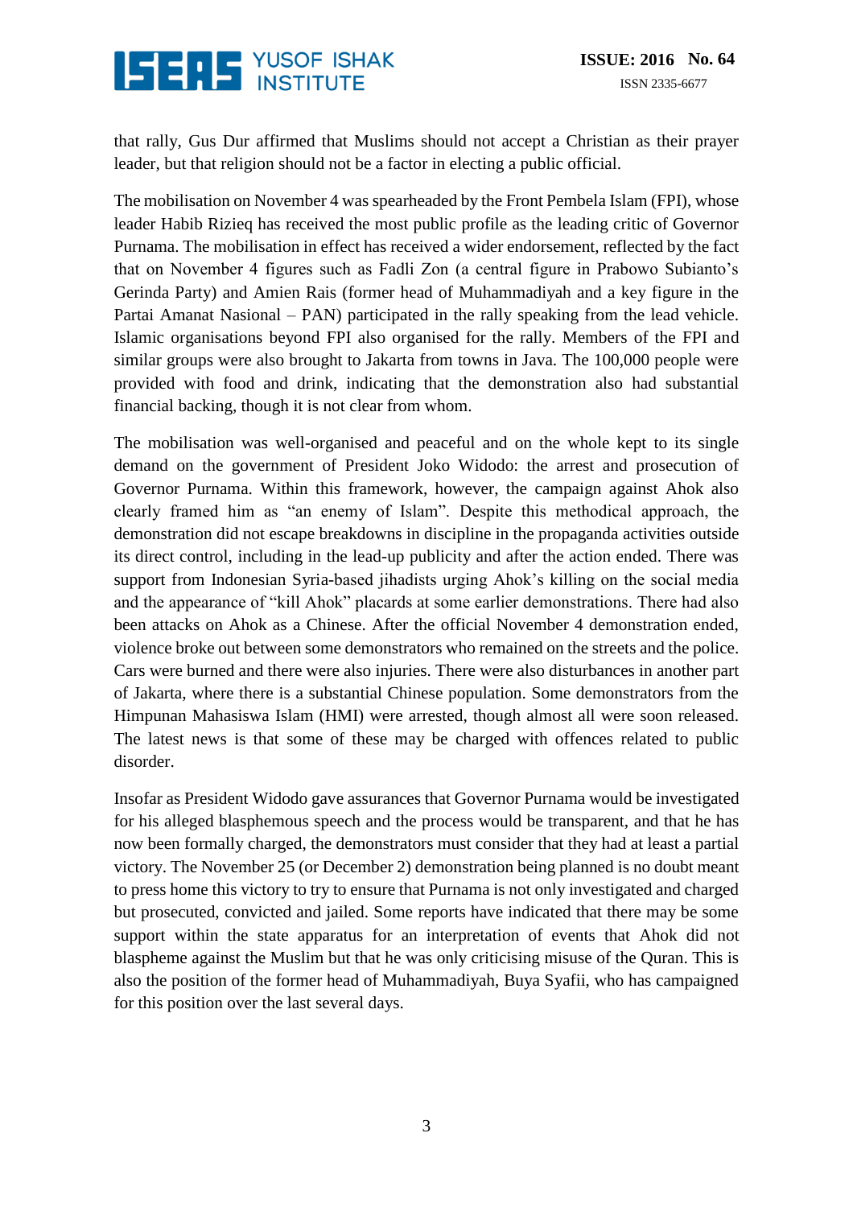that rally, Gus Dur affirmed that Muslims should not accept a Christian as their prayer leader, but that religion should not be a factor in electing a public official.

The mobilisation on November 4 was spearheaded by the Front Pembela Islam (FPI), whose leader Habib Rizieq has received the most public profile as the leading critic of Governor Purnama. The mobilisation in effect has received a wider endorsement, reflected by the fact that on November 4 figures such as Fadli Zon (a central figure in Prabowo Subianto's Gerinda Party) and Amien Rais (former head of Muhammadiyah and a key figure in the Partai Amanat Nasional – PAN) participated in the rally speaking from the lead vehicle. Islamic organisations beyond FPI also organised for the rally. Members of the FPI and similar groups were also brought to Jakarta from towns in Java. The 100,000 people were provided with food and drink, indicating that the demonstration also had substantial financial backing, though it is not clear from whom.

The mobilisation was well-organised and peaceful and on the whole kept to its single demand on the government of President Joko Widodo: the arrest and prosecution of Governor Purnama. Within this framework, however, the campaign against Ahok also clearly framed him as "an enemy of Islam". Despite this methodical approach, the demonstration did not escape breakdowns in discipline in the propaganda activities outside its direct control, including in the lead-up publicity and after the action ended. There was support from Indonesian Syria-based jihadists urging Ahok's killing on the social media and the appearance of "kill Ahok" placards at some earlier demonstrations. There had also been attacks on Ahok as a Chinese. After the official November 4 demonstration ended, violence broke out between some demonstrators who remained on the streets and the police. Cars were burned and there were also injuries. There were also disturbances in another part of Jakarta, where there is a substantial Chinese population. Some demonstrators from the Himpunan Mahasiswa Islam (HMI) were arrested, though almost all were soon released. The latest news is that some of these may be charged with offences related to public disorder.

Insofar as President Widodo gave assurances that Governor Purnama would be investigated for his alleged blasphemous speech and the process would be transparent, and that he has now been formally charged, the demonstrators must consider that they had at least a partial victory. The November 25 (or December 2) demonstration being planned is no doubt meant to press home this victory to try to ensure that Purnama is not only investigated and charged but prosecuted, convicted and jailed. Some reports have indicated that there may be some support within the state apparatus for an interpretation of events that Ahok did not blaspheme against the Muslim but that he was only criticising misuse of the Quran. This is also the position of the former head of Muhammadiyah, Buya Syafii, who has campaigned for this position over the last several days.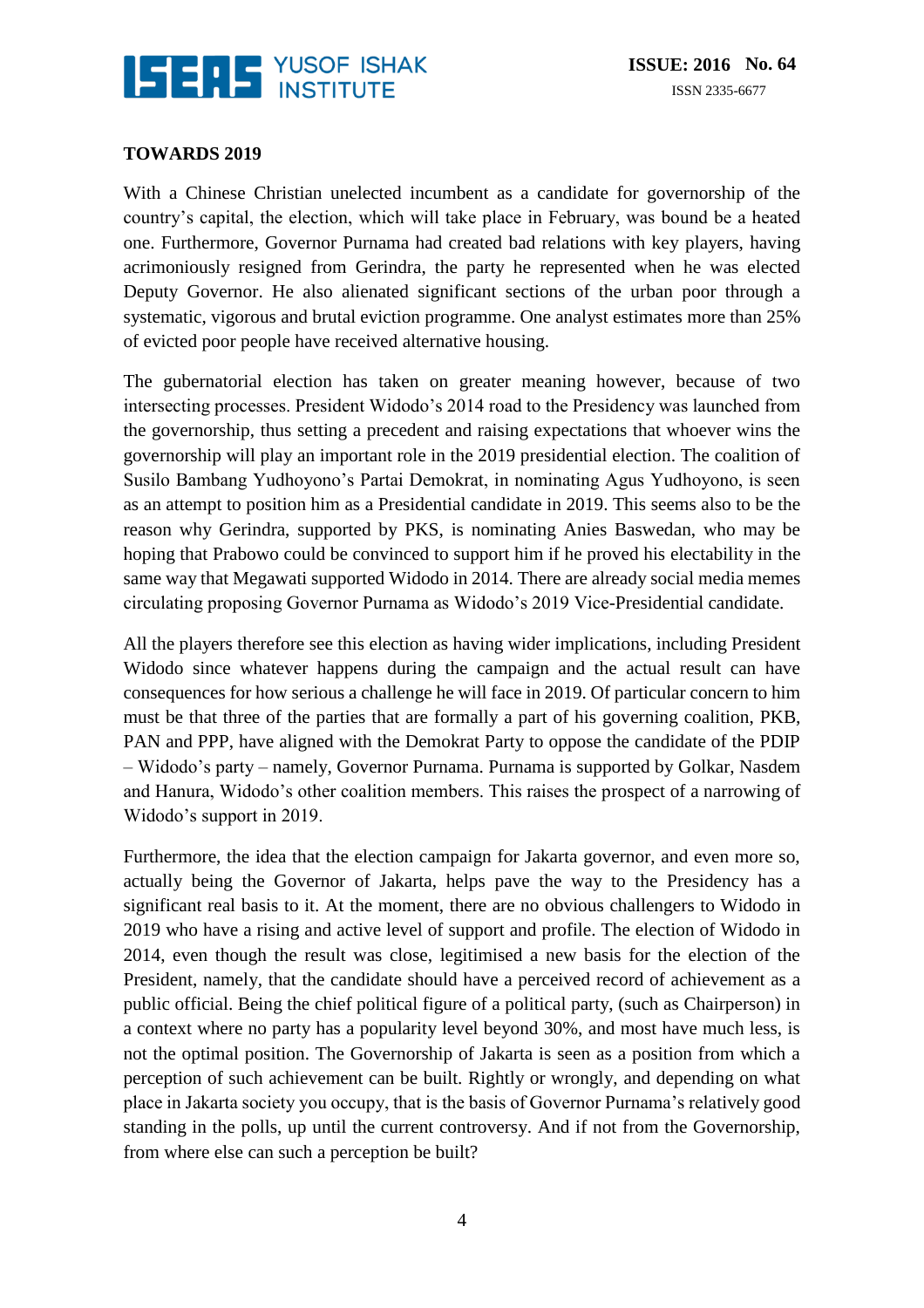**TOWARDS 2019**

With a Chinese Christian unelected incumbent as a candidate for governorship of the country's capital, the election, which will take place in February, was bound be a heated one. Furthermore, Governor Purnama had created bad relations with key players, having acrimoniously resigned from Gerindra, the party he represented when he was elected Deputy Governor. He also alienated significant sections of the urban poor through a systematic, vigorous and brutal eviction programme. One analyst estimates more than 25% of evicted poor people have received alternative housing.

The gubernatorial election has taken on greater meaning however, because of two intersecting processes. President Widodo's 2014 road to the Presidency was launched from the governorship, thus setting a precedent and raising expectations that whoever wins the governorship will play an important role in the 2019 presidential election. The coalition of Susilo Bambang Yudhoyono's Partai Demokrat, in nominating Agus Yudhoyono, is seen as an attempt to position him as a Presidential candidate in 2019. This seems also to be the reason why Gerindra, supported by PKS, is nominating Anies Baswedan, who may be hoping that Prabowo could be convinced to support him if he proved his electability in the same way that Megawati supported Widodo in 2014. There are already social media memes circulating proposing Governor Purnama as Widodo's 2019 Vice-Presidential candidate.

All the players therefore see this election as having wider implications, including President Widodo since whatever happens during the campaign and the actual result can have consequences for how serious a challenge he will face in 2019. Of particular concern to him must be that three of the parties that are formally a part of his governing coalition, PKB, PAN and PPP, have aligned with the Demokrat Party to oppose the candidate of the PDIP – Widodo's party – namely, Governor Purnama. Purnama is supported by Golkar, Nasdem and Hanura, Widodo's other coalition members. This raises the prospect of a narrowing of Widodo's support in 2019.

Furthermore, the idea that the election campaign for Jakarta governor, and even more so, actually being the Governor of Jakarta, helps pave the way to the Presidency has a significant real basis to it. At the moment, there are no obvious challengers to Widodo in 2019 who have a rising and active level of support and profile. The election of Widodo in 2014, even though the result was close, legitimised a new basis for the election of the President, namely, that the candidate should have a perceived record of achievement as a public official. Being the chief political figure of a political party, (such as Chairperson) in a context where no party has a popularity level beyond 30%, and most have much less, is not the optimal position. The Governorship of Jakarta is seen as a position from which a perception of such achievement can be built. Rightly or wrongly, and depending on what place in Jakarta society you occupy, that is the basis of Governor Purnama's relatively good standing in the polls, up until the current controversy. And if not from the Governorship, from where else can such a perception be built?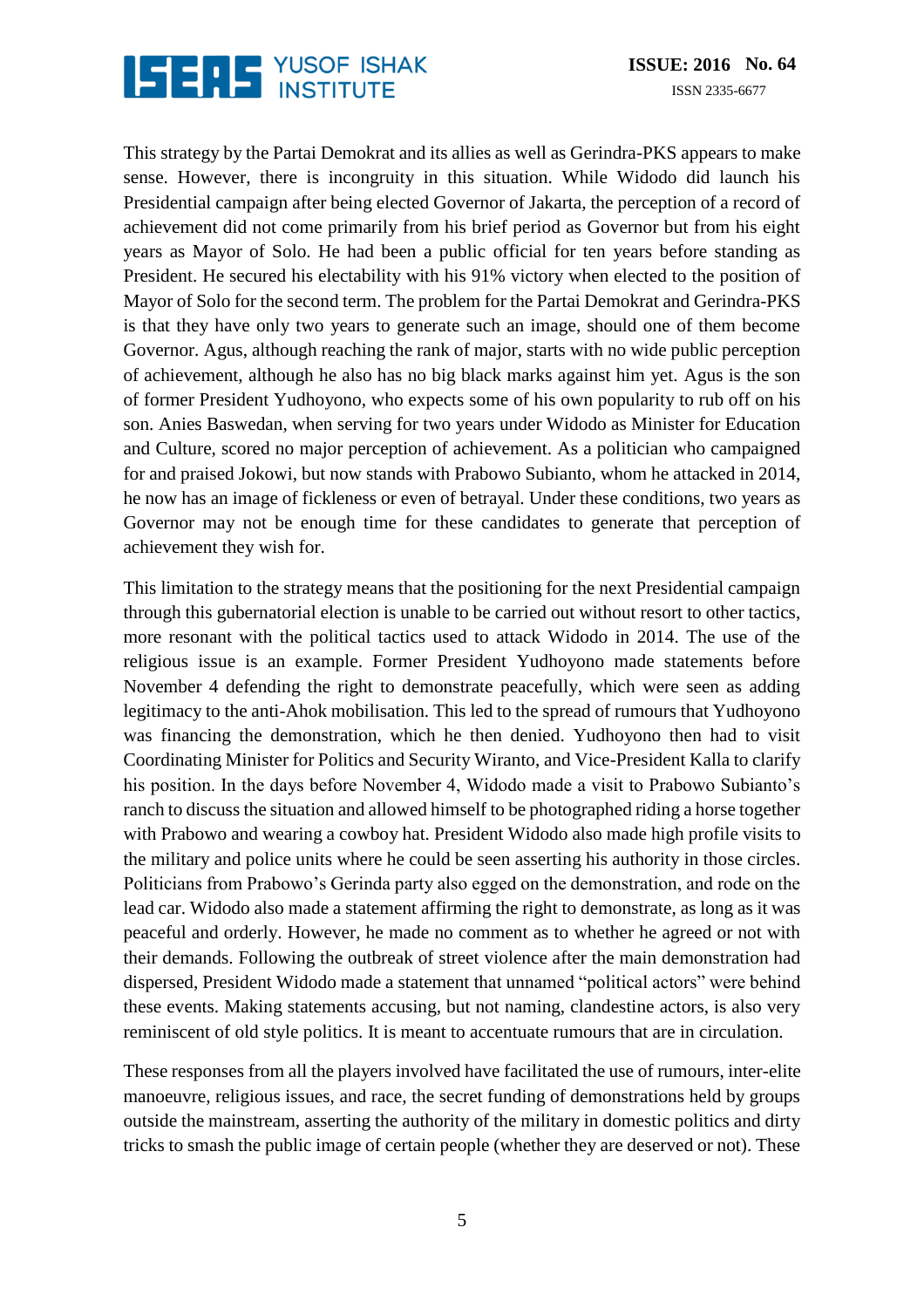This strategy by the Partai Demokrat and its allies as well as Gerindra-PKS appears to make sense. However, there is incongruity in this situation. While Widodo did launch his Presidential campaign after being elected Governor of Jakarta, the perception of a record of achievement did not come primarily from his brief period as Governor but from his eight years as Mayor of Solo. He had been a public official for ten years before standing as President. He secured his electability with his 91% victory when elected to the position of Mayor of Solo for the second term. The problem for the Partai Demokrat and Gerindra-PKS is that they have only two years to generate such an image, should one of them become Governor. Agus, although reaching the rank of major, starts with no wide public perception of achievement, although he also has no big black marks against him yet. Agus is the son of former President Yudhoyono, who expects some of his own popularity to rub off on his son. Anies Baswedan, when serving for two years under Widodo as Minister for Education and Culture, scored no major perception of achievement. As a politician who campaigned for and praised Jokowi, but now stands with Prabowo Subianto, whom he attacked in 2014, he now has an image of fickleness or even of betrayal. Under these conditions, two years as Governor may not be enough time for these candidates to generate that perception of achievement they wish for.

This limitation to the strategy means that the positioning for the next Presidential campaign through this gubernatorial election is unable to be carried out without resort to other tactics, more resonant with the political tactics used to attack Widodo in 2014. The use of the religious issue is an example. Former President Yudhoyono made statements before November 4 defending the right to demonstrate peacefully, which were seen as adding legitimacy to the anti-Ahok mobilisation. This led to the spread of rumours that Yudhoyono was financing the demonstration, which he then denied. Yudhoyono then had to visit Coordinating Minister for Politics and Security Wiranto, and Vice-President Kalla to clarify his position. In the days before November 4, Widodo made a visit to Prabowo Subianto's ranch to discuss the situation and allowed himself to be photographed riding a horse together with Prabowo and wearing a cowboy hat. President Widodo also made high profile visits to the military and police units where he could be seen asserting his authority in those circles. Politicians from Prabowo's Gerinda party also egged on the demonstration, and rode on the lead car. Widodo also made a statement affirming the right to demonstrate, as long as it was peaceful and orderly. However, he made no comment as to whether he agreed or not with their demands. Following the outbreak of street violence after the main demonstration had dispersed, President Widodo made a statement that unnamed "political actors" were behind these events. Making statements accusing, but not naming, clandestine actors, is also very reminiscent of old style politics. It is meant to accentuate rumours that are in circulation.

These responses from all the players involved have facilitated the use of rumours, inter-elite manoeuvre, religious issues, and race, the secret funding of demonstrations held by groups outside the mainstream, asserting the authority of the military in domestic politics and dirty tricks to smash the public image of certain people (whether they are deserved or not). These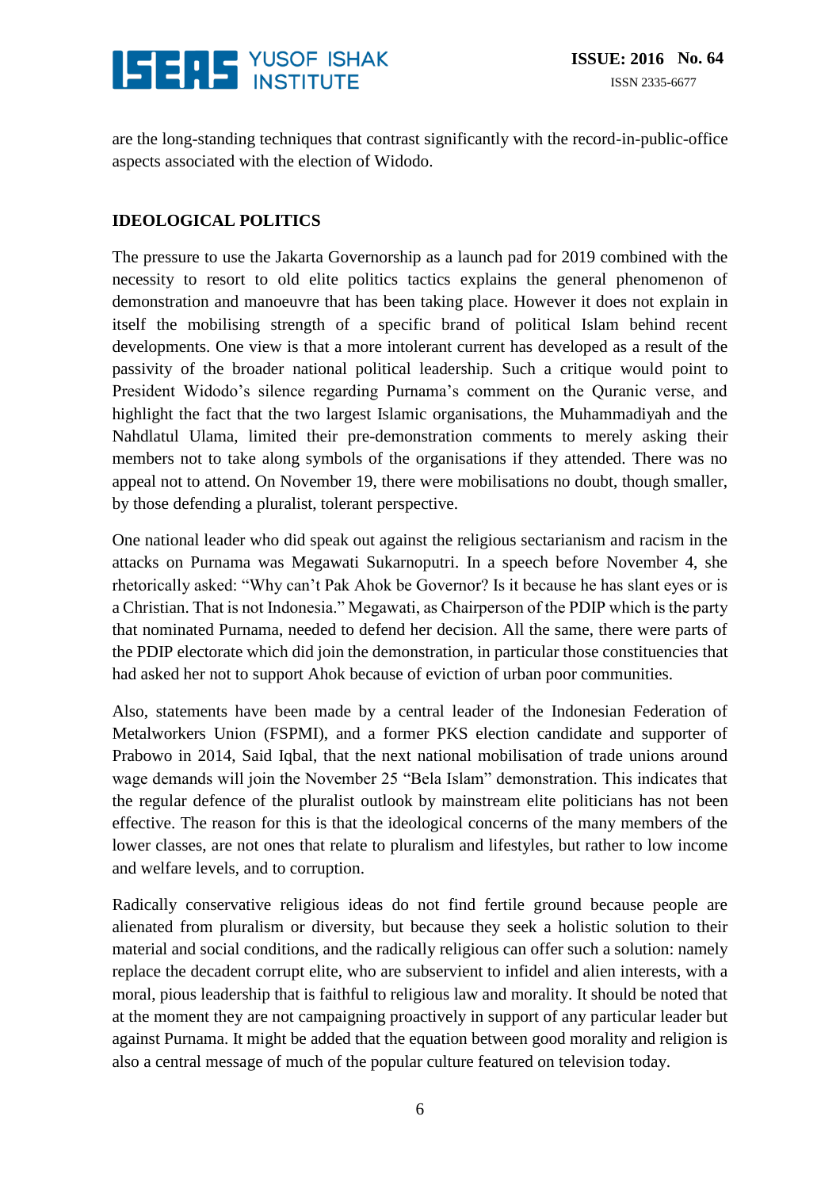are the long-standing techniques that contrast significantly with the record-in-public-office aspects associated with the election of Widodo.

## IDEOLOGICAL POLITICS

The pressure to use the Jakarta Governorship as a launch pad for 2019 combined with the necessity to resort to old elite politics tactics explains the general phenomenon of demonstration and manoeuvre that has been taking place. However it does not explain in itself the mobilising strength of a specific brand of political Islam behind recent developments. One view is that a more intolerant current has developed as a result of the passivity of the broader national political leadership. Such a critique would point to President Widodo's silence regarding Purnama's comment on the Quranic verse, and highlight the fact that the two largest Islamic organisations, the Muhammadiyah and the Nahdlatul Ulama, limited their pre-demonstration comments to merely asking their members not to take along symbols of the organisations if they attended. There was no appeal not to attend. On November 19, there were mobilisations no doubt, though smaller, by those defending a pluralist, tolerant perspective.

One national leader who did speak out against the religious sectarianism and racism in the attacks on Purnama was Megawati Sukarnoputri. In a speech before November 4, she rhetorically asked: "Why can't Pak Ahok be Governor? Is it because he has slant eyes or is a Christian. That is not Indonesia." Megawati, as Chairperson of the PDIP which is the party that nominated Purnama, needed to defend her decision. All the same, there were parts of the PDIP electorate which did join the demonstration, in particular those constituencies that had asked her not to support Ahok because of eviction of urban poor communities.

Also, statements have been made by a central leader of the Indonesian Federation of Metalworkers Union (FSPMI), and a former PKS election candidate and supporter of Prabowo in 2014, Said Iqbal, that the next national mobilisation of trade unions around wage demands will join the November 25 "Bela Islam" demonstration. This indicates that the regular defence of the pluralist outlook by mainstream elite politicians has not been effective. The reason for this is that the ideological concerns of the many members of the lower classes, are not ones that relate to pluralism and lifestyles, but rather to low income and welfare levels, and to corruption.

Radically conservative religious ideas do not find fertile ground because people are alienated from pluralism or diversity, but because they seek a holistic solution to their material and social conditions, and the radically religious can offer such a solution: namely replace the decadent corrupt elite, who are subservient to infidel and alien interests, with a moral, pious leadership that is faithful to religious law and morality. It should be noted that at the moment they are not campaigning proactively in support of any particular leader but against Purnama. It might be added that the equation between good morality and religion is also a central message of much of the popular culture featured on television today.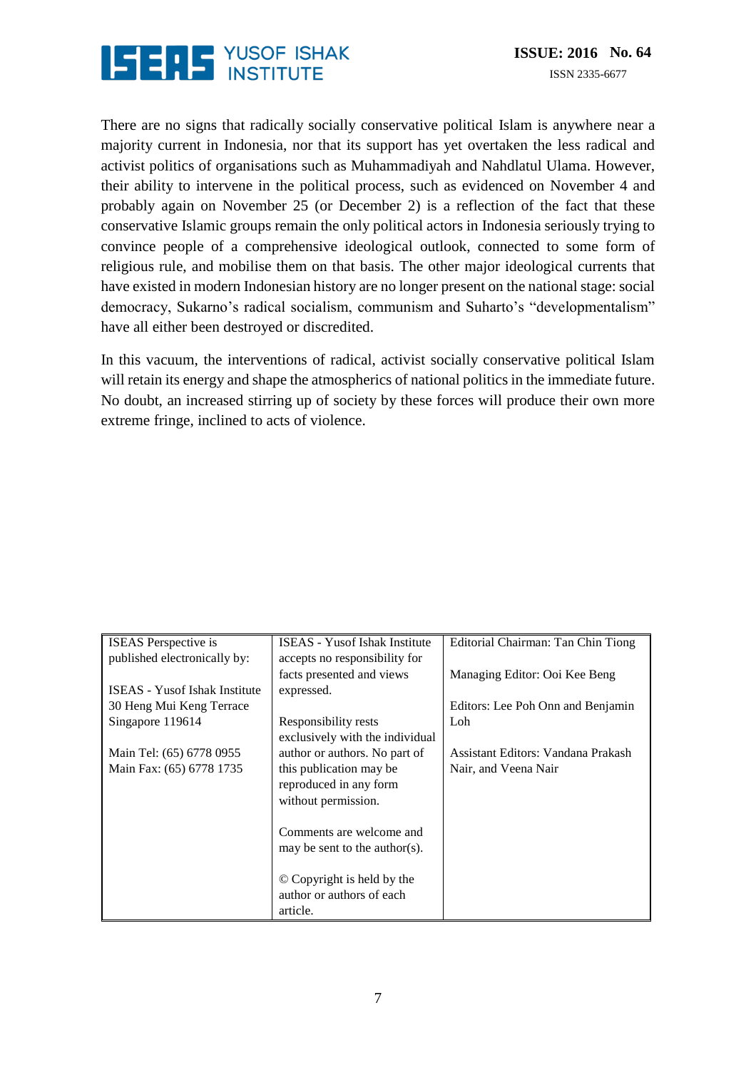There are no signs that radically socially conservative political Islam is anywhere near a majority current in Indonesia, nor that its support has yet overtaken the less radical and activist politics of organisations such as Muhammadiyah and Nahdlatul Ulama. However, their ability to intervene in the political process, such as evidenced on November 4 and probably again on November 25 (or December 2) is a reflection of the fact that these conservative Islamic groups remain the only political actors in Indonesia seriously trying to convince people of a comprehensive ideological outlook, connected to some form of religious rule, and mobilise them on that basis. The other major ideological currents that have existed in modern Indonesian history are no longer present on the national stage: social democracy, Sukarno's radical socialism, communism and Suharto's "developmentalism" have all either been destroyed or discredited.

In this vacuum, the interventions of radical, activist socially conservative political Islam will retain its energy and shape the atmospherics of national politics in the immediate future. No doubt, an increased stirring up of society by these forces will produce their own more extreme fringe, inclined to acts of violence.

| | | |
|---|---|---|
| ISEAS Perspective is published electronically by:<br><br>ISEAS - Yusof Ishak Institute<br>30 Heng Mui Keng Terrace<br>Singapore 119614<br><br>Main Tel: (65) 6778 0955<br>Main Fax: (65) 6778 1735 | ISEAS - Yusof Ishak Institute accepts no responsibility for facts presented and views expressed.<br><br>Responsibility rests exclusively with the individual author or authors. No part of this publication may be reproduced in any form without permission.<br><br>Comments are welcome and may be sent to the author(s).<br><br>© Copyright is held by the author or authors of each article. | Editorial Chairman: Tan Chin Tiong<br><br>Managing Editor: Ooi Kee Beng<br><br>Editors: Lee Poh Onn and Benjamin Loh<br><br>Assistant Editors: Vandana Prakash Nair, and Veena Nair |